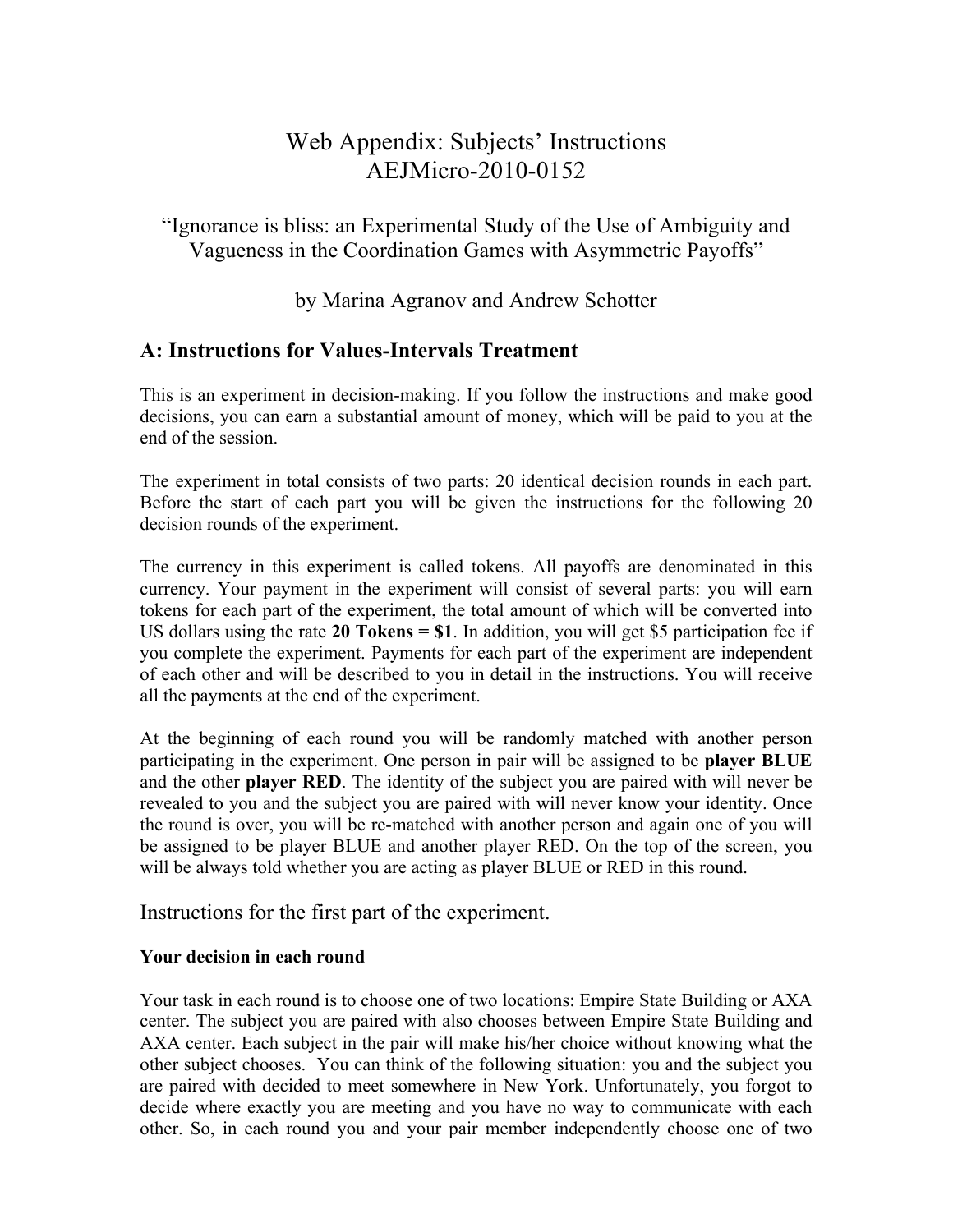# Web Appendix: Subjects' Instructions
# AEJMicro-2010-0152

## "Ignorance is bliss: an Experimental Study of the Use of Ambiguity and Vagueness in the Coordination Games with Asymmetric Payoffs"

### by Marina Agranov and Andrew Schotter

## A: Instructions for Values-Intervals Treatment

This is an experiment in decision-making. If you follow the instructions and make good decisions, you can earn a substantial amount of money, which will be paid to you at the end of the session.

The experiment in total consists of two parts: 20 identical decision rounds in each part. Before the start of each part you will be given the instructions for the following 20 decision rounds of the experiment.

The currency in this experiment is called tokens. All payoffs are denominated in this currency. Your payment in the experiment will consist of several parts: you will earn tokens for each part of the experiment, the total amount of which will be converted into US dollars using the rate **20 Tokens = $1**. In addition, you will get $5 participation fee if you complete the experiment. Payments for each part of the experiment are independent of each other and will be described to you in detail in the instructions. You will receive all the payments at the end of the experiment.

At the beginning of each round you will be randomly matched with another person participating in the experiment. One person in pair will be assigned to be **player BLUE** and the other **player RED**. The identity of the subject you are paired with will never be revealed to you and the subject you are paired with will never know your identity. Once the round is over, you will be re-matched with another person and again one of you will be assigned to be player BLUE and another player RED. On the top of the screen, you will be always told whether you are acting as player BLUE or RED in this round.

## Instructions for the first part of the experiment.

### Your decision in each round

Your task in each round is to choose one of two locations: Empire State Building or AXA center. The subject you are paired with also chooses between Empire State Building and AXA center. Each subject in the pair will make his/her choice without knowing what the other subject chooses. You can think of the following situation: you and the subject you are paired with decided to meet somewhere in New York. Unfortunately, you forgot to decide where exactly you are meeting and you have no way to communicate with each other. So, in each round you and your pair member independently choose one of two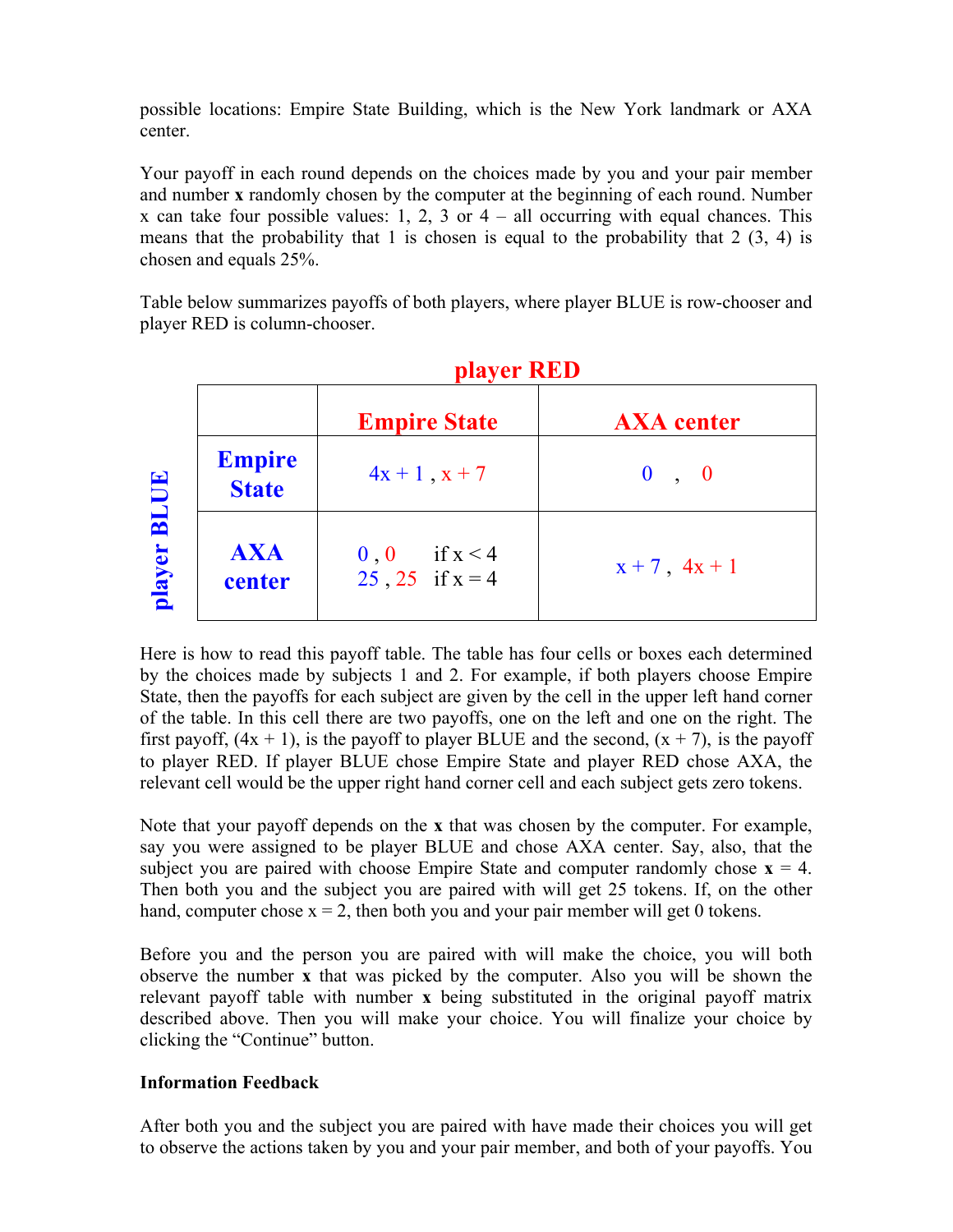possible locations: Empire State Building, which is the New York landmark or AXA center.

Your payoff in each round depends on the choices made by you and your pair member and number **x** randomly chosen by the computer at the beginning of each round. Number x can take four possible values: 1, 2, 3 or 4 – all occurring with equal chances. This means that the probability that 1 is chosen is equal to the probability that 2 (3, 4) is chosen and equals 25%.

Table below summarizes payoffs of both players, where player BLUE is row-chooser and player RED is column-chooser.

| player BLUE \ player RED | Empire State | AXA center |
| --- | --- | --- |
| **Empire State** | $4x + 1$ , $x + 7$ | 0 , 0 |
| **AXA center** | 0 , 0 if $x < 4$<br>25 , 25 if $x = 4$ | $x + 7$ , $4x + 1$ |

Here is how to read this payoff table. The table has four cells or boxes each determined by the choices made by subjects 1 and 2. For example, if both players choose Empire State, then the payoffs for each subject are given by the cell in the upper left hand corner of the table. In this cell there are two payoffs, one on the left and one on the right. The first payoff, $(4x + 1)$, is the payoff to player BLUE and the second, $(x + 7)$, is the payoff to player RED. If player BLUE chose Empire State and player RED chose AXA, the relevant cell would be the upper right hand corner cell and each subject gets zero tokens.

Note that your payoff depends on the **x** that was chosen by the computer. For example, say you were assigned to be player BLUE and chose AXA center. Say, also, that the subject you are paired with choose Empire State and computer randomly chose **x** = 4. Then both you and the subject you are paired with will get 25 tokens. If, on the other hand, computer chose $x = 2$, then both you and your pair member will get 0 tokens.

Before you and the person you are paired with will make the choice, you will both observe the number **x** that was picked by the computer. Also you will be shown the relevant payoff table with number **x** being substituted in the original payoff matrix described above. Then you will make your choice. You will finalize your choice by clicking the "Continue" button.

**Information Feedback**

After both you and the subject you are paired with have made their choices you will get to observe the actions taken by you and your pair member, and both of your payoffs. You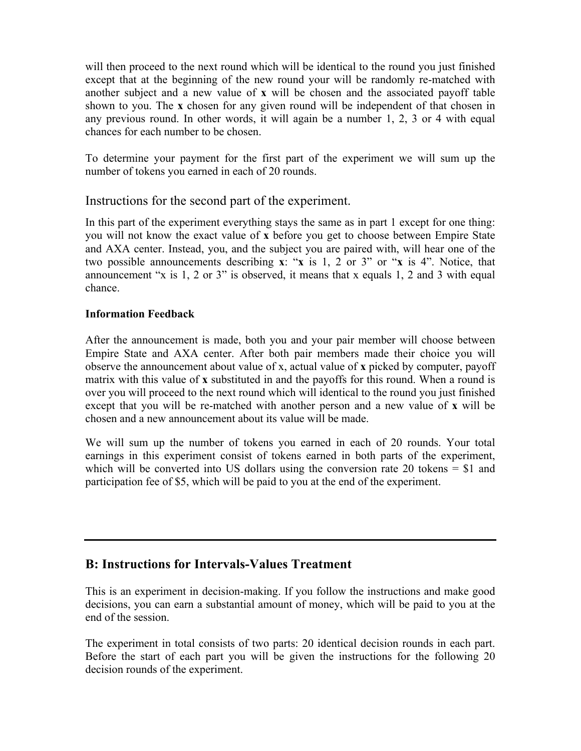will then proceed to the next round which will be identical to the round you just finished except that at the beginning of the new round your will be randomly re-matched with another subject and a new value of **x** will be chosen and the associated payoff table shown to you. The **x** chosen for any given round will be independent of that chosen in any previous round. In other words, it will again be a number 1, 2, 3 or 4 with equal chances for each number to be chosen.

To determine your payment for the first part of the experiment we will sum up the number of tokens you earned in each of 20 rounds.

### Instructions for the second part of the experiment.

In this part of the experiment everything stays the same as in part 1 except for one thing: you will not know the exact value of **x** before you get to choose between Empire State and AXA center. Instead, you, and the subject you are paired with, will hear one of the two possible announcements describing **x**: "**x** is 1, 2 or 3" or "**x** is 4". Notice, that announcement "x is 1, 2 or 3" is observed, it means that x equals 1, 2 and 3 with equal chance.

**Information Feedback**

After the announcement is made, both you and your pair member will choose between Empire State and AXA center. After both pair members made their choice you will observe the announcement about value of x, actual value of **x** picked by computer, payoff matrix with this value of **x** substituted in and the payoffs for this round. When a round is over you will proceed to the next round which will identical to the round you just finished except that you will be re-matched with another person and a new value of **x** will be chosen and a new announcement about its value will be made.

We will sum up the number of tokens you earned in each of 20 rounds. Your total earnings in this experiment consist of tokens earned in both parts of the experiment, which will be converted into US dollars using the conversion rate 20 tokens = $1 and participation fee of $5, which will be paid to you at the end of the experiment.

---

## B: Instructions for Intervals-Values Treatment

This is an experiment in decision-making. If you follow the instructions and make good decisions, you can earn a substantial amount of money, which will be paid to you at the end of the session.

The experiment in total consists of two parts: 20 identical decision rounds in each part. Before the start of each part you will be given the instructions for the following 20 decision rounds of the experiment.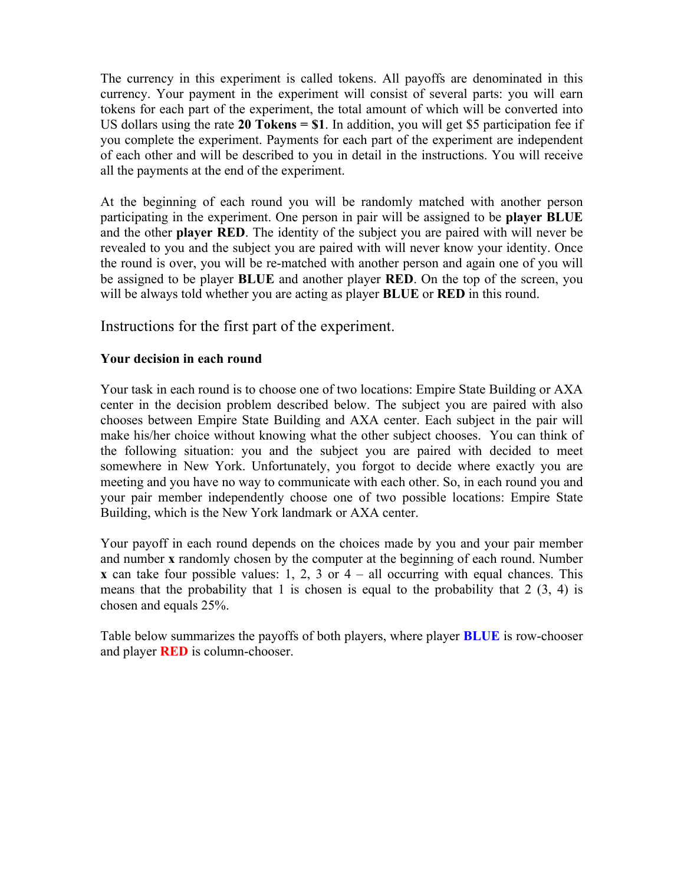The currency in this experiment is called tokens. All payoffs are denominated in this currency. Your payment in the experiment will consist of several parts: you will earn tokens for each part of the experiment, the total amount of which will be converted into US dollars using the rate **20 Tokens = $1**. In addition, you will get $5 participation fee if you complete the experiment. Payments for each part of the experiment are independent of each other and will be described to you in detail in the instructions. You will receive all the payments at the end of the experiment.

At the beginning of each round you will be randomly matched with another person participating in the experiment. One person in pair will be assigned to be **player BLUE** and the other **player RED**. The identity of the subject you are paired with will never be revealed to you and the subject you are paired with will never know your identity. Once the round is over, you will be re-matched with another person and again one of you will be assigned to be player **BLUE** and another player **RED**. On the top of the screen, you will be always told whether you are acting as player **BLUE** or **RED** in this round.

## Instructions for the first part of the experiment.

**Your decision in each round**

Your task in each round is to choose one of two locations: Empire State Building or AXA center in the decision problem described below. The subject you are paired with also chooses between Empire State Building and AXA center. Each subject in the pair will make his/her choice without knowing what the other subject chooses. You can think of the following situation: you and the subject you are paired with decided to meet somewhere in New York. Unfortunately, you forgot to decide where exactly you are meeting and you have no way to communicate with each other. So, in each round you and your pair member independently choose one of two possible locations: Empire State Building, which is the New York landmark or AXA center.

Your payoff in each round depends on the choices made by you and your pair member and number **x** randomly chosen by the computer at the beginning of each round. Number **x** can take four possible values: 1, 2, 3 or 4 – all occurring with equal chances. This means that the probability that 1 is chosen is equal to the probability that 2 (3, 4) is chosen and equals 25%.

Table below summarizes the payoffs of both players, where player **BLUE** is row-chooser and player **RED** is column-chooser.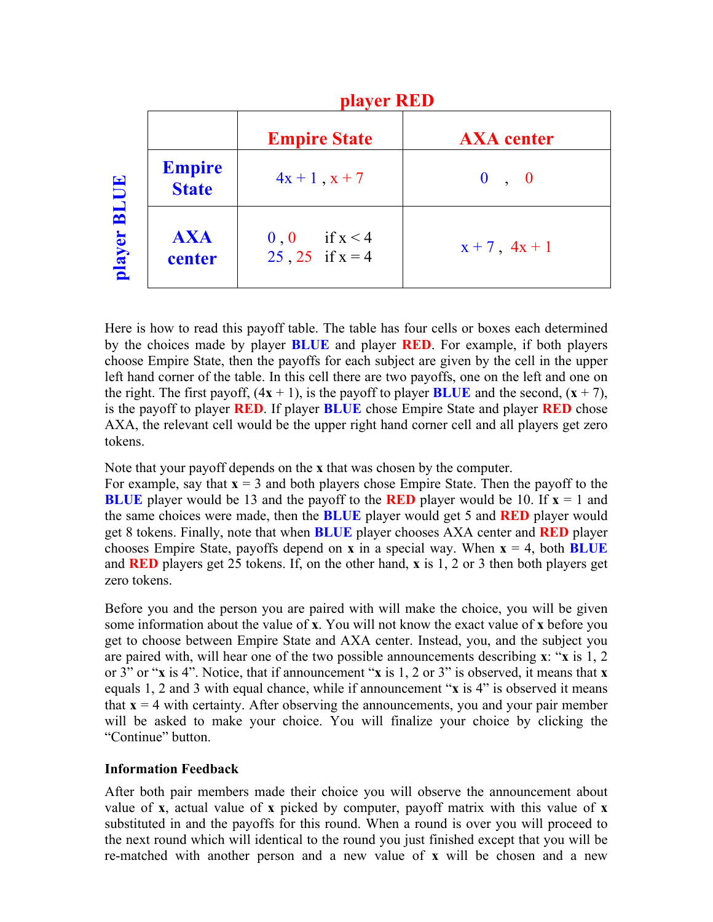| | | player RED | |
|---|---|---|---|
| | | **Empire State** | **AXA center** |
| **player BLUE** | **Empire State** | $4x + 1$ , $x + 7$ | 0 , 0 |
| | **AXA center** | 0 , 0 if $x < 4$<br>25 , 25 if $x = 4$ | $x + 7$ , $4x + 1$ |

Here is how to read this payoff table. The table has four cells or boxes each determined by the choices made by player **BLUE** and player **RED**. For example, if both players choose Empire State, then the payoffs for each subject are given by the cell in the upper left hand corner of the table. In this cell there are two payoffs, one on the left and one on the right. The first payoff, $(4\mathbf{x} + 1)$, is the payoff to player **BLUE** and the second, $(\mathbf{x} + 7)$, is the payoff to player **RED**. If player **BLUE** chose Empire State and player **RED** chose AXA, the relevant cell would be the upper right hand corner cell and all players get zero tokens.

Note that your payoff depends on the **x** that was chosen by the computer. For example, say that $\mathbf{x} = 3$ and both players chose Empire State. Then the payoff to the **BLUE** player would be 13 and the payoff to the **RED** player would be 10. If $\mathbf{x} = 1$ and the same choices were made, then the **BLUE** player would get 5 and **RED** player would get 8 tokens. Finally, note that when **BLUE** player chooses AXA center and **RED** player chooses Empire State, payoffs depend on **x** in a special way. When $\mathbf{x} = 4$, both **BLUE** and **RED** players get 25 tokens. If, on the other hand, **x** is 1, 2 or 3 then both players get zero tokens.

Before you and the person you are paired with will make the choice, you will be given some information about the value of **x**. You will not know the exact value of **x** before you get to choose between Empire State and AXA center. Instead, you, and the subject you are paired with, will hear one of the two possible announcements describing **x**: "**x** is 1, 2 or 3" or "**x** is 4". Notice, that if announcement "**x** is 1, 2 or 3" is observed, it means that **x** equals 1, 2 and 3 with equal chance, while if announcement "**x** is 4" is observed it means that $\mathbf{x} = 4$ with certainty. After observing the announcements, you and your pair member will be asked to make your choice. You will finalize your choice by clicking the "Continue" button.

**Information Feedback**

After both pair members made their choice you will observe the announcement about value of **x**, actual value of **x** picked by computer, payoff matrix with this value of **x** substituted in and the payoffs for this round. When a round is over you will proceed to the next round which will identical to the round you just finished except that you will be re-matched with another person and a new value of **x** will be chosen and a new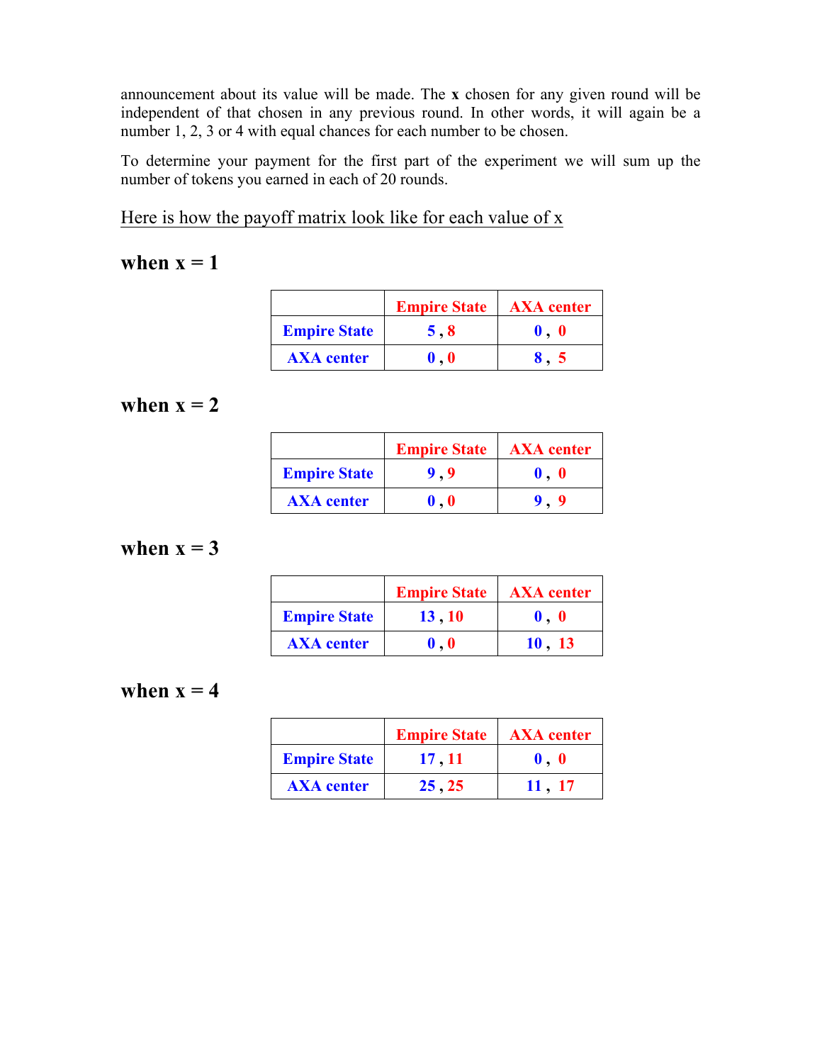announcement about its value will be made. The **x** chosen for any given round will be independent of that chosen in any previous round. In other words, it will again be a number 1, 2, 3 or 4 with equal chances for each number to be chosen.

To determine your payment for the first part of the experiment we will sum up the number of tokens you earned in each of 20 rounds.

Here is how the payoff matrix look like for each value of x

### when x = 1

| | Empire State | AXA center |
|---|---|---|
| Empire State | 5 , 8 | 0 , 0 |
| AXA center | 0 , 0 | 8 , 5 |

### when x = 2

| | Empire State | AXA center |
|---|---|---|
| Empire State | 9 , 9 | 0 , 0 |
| AXA center | 0 , 0 | 9 , 9 |

### when x = 3

| | Empire State | AXA center |
|---|---|---|
| Empire State | 13 , 10 | 0 , 0 |
| AXA center | 0 , 0 | 10 , 13 |

### when x = 4

| | Empire State | AXA center |
|---|---|---|
| Empire State | 17 , 11 | 0 , 0 |
| AXA center | 25 , 25 | 11 , 17 |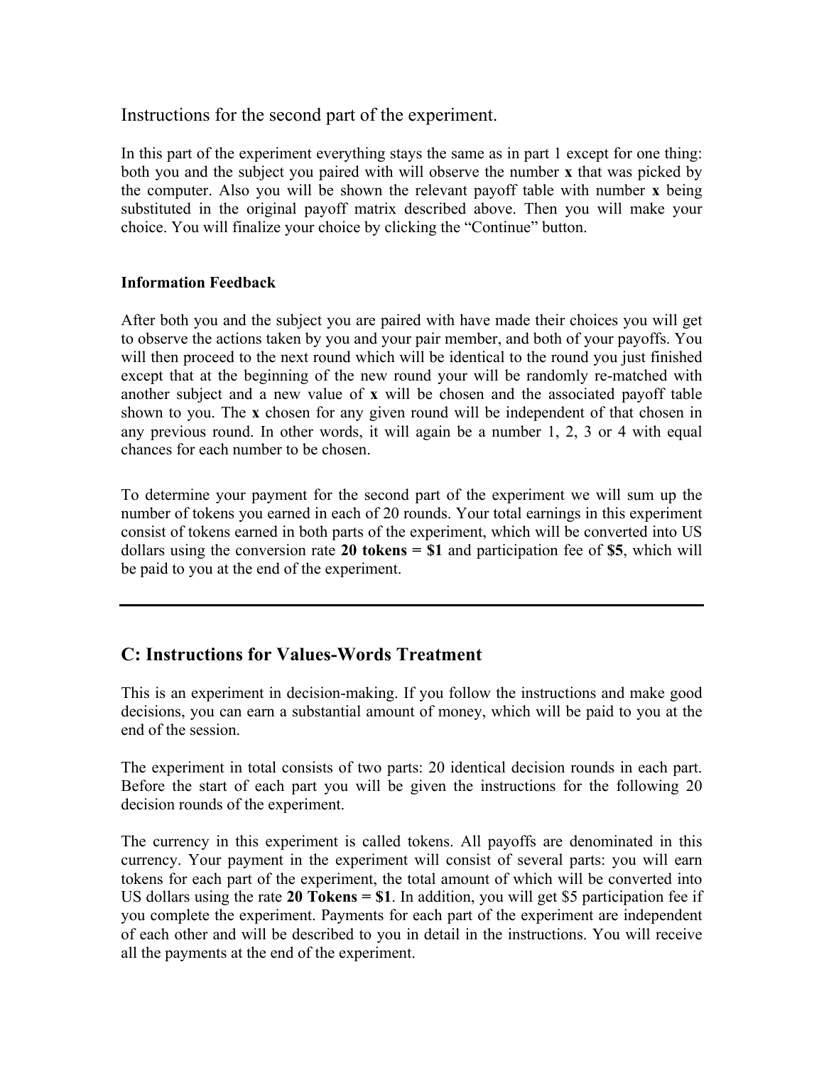Instructions for the second part of the experiment.

In this part of the experiment everything stays the same as in part 1 except for one thing: both you and the subject you paired with will observe the number **x** that was picked by the computer. Also you will be shown the relevant payoff table with number **x** being substituted in the original payoff matrix described above. Then you will make your choice. You will finalize your choice by clicking the "Continue" button.

**Information Feedback**

After both you and the subject you are paired with have made their choices you will get to observe the actions taken by you and your pair member, and both of your payoffs. You will then proceed to the next round which will be identical to the round you just finished except that at the beginning of the new round your will be randomly re-matched with another subject and a new value of **x** will be chosen and the associated payoff table shown to you. The **x** chosen for any given round will be independent of that chosen in any previous round. In other words, it will again be a number 1, 2, 3 or 4 with equal chances for each number to be chosen.

To determine your payment for the second part of the experiment we will sum up the number of tokens you earned in each of 20 rounds. Your total earnings in this experiment consist of tokens earned in both parts of the experiment, which will be converted into US dollars using the conversion rate **20 tokens = $1** and participation fee of **$5**, which will be paid to you at the end of the experiment.

---

## C: Instructions for Values-Words Treatment

This is an experiment in decision-making. If you follow the instructions and make good decisions, you can earn a substantial amount of money, which will be paid to you at the end of the session.

The experiment in total consists of two parts: 20 identical decision rounds in each part. Before the start of each part you will be given the instructions for the following 20 decision rounds of the experiment.

The currency in this experiment is called tokens. All payoffs are denominated in this currency. Your payment in the experiment will consist of several parts: you will earn tokens for each part of the experiment, the total amount of which will be converted into US dollars using the rate **20 Tokens = $1**. In addition, you will get $5 participation fee if you complete the experiment. Payments for each part of the experiment are independent of each other and will be described to you in detail in the instructions. You will receive all the payments at the end of the experiment.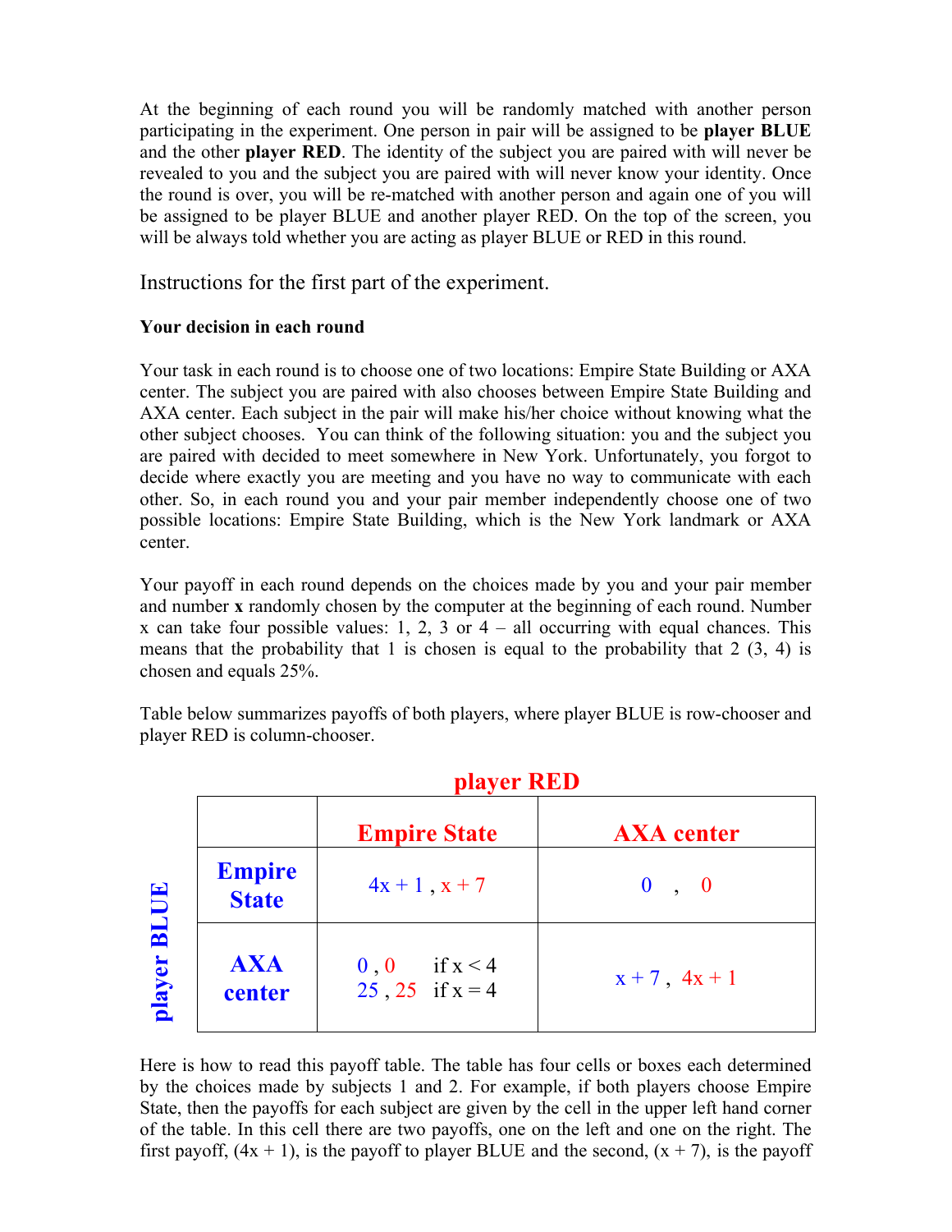At the beginning of each round you will be randomly matched with another person participating in the experiment. One person in pair will be assigned to be **player BLUE** and the other **player RED**. The identity of the subject you are paired with will never be revealed to you and the subject you are paired with will never know your identity. Once the round is over, you will be re-matched with another person and again one of you will be assigned to be player BLUE and another player RED. On the top of the screen, you will be always told whether you are acting as player BLUE or RED in this round.

## Instructions for the first part of the experiment.

**Your decision in each round**

Your task in each round is to choose one of two locations: Empire State Building or AXA center. The subject you are paired with also chooses between Empire State Building and AXA center. Each subject in the pair will make his/her choice without knowing what the other subject chooses. You can think of the following situation: you and the subject you are paired with decided to meet somewhere in New York. Unfortunately, you forgot to decide where exactly you are meeting and you have no way to communicate with each other. So, in each round you and your pair member independently choose one of two possible locations: Empire State Building, which is the New York landmark or AXA center.

Your payoff in each round depends on the choices made by you and your pair member and number **x** randomly chosen by the computer at the beginning of each round. Number x can take four possible values: 1, 2, 3 or 4 – all occurring with equal chances. This means that the probability that 1 is chosen is equal to the probability that 2 (3, 4) is chosen and equals 25%.

Table below summarizes payoffs of both players, where player BLUE is row-chooser and player RED is column-chooser.

| player BLUE \ player RED | Empire State | AXA center |
|---|---|---|
| Empire State | $4x + 1$ , $x + 7$ | 0 , 0 |
| AXA center | 0 , 0 if $x < 4$<br>25 , 25 if $x = 4$ | $x + 7$ , $4x + 1$ |

Here is how to read this payoff table. The table has four cells or boxes each determined by the choices made by subjects 1 and 2. For example, if both players choose Empire State, then the payoffs for each subject are given by the cell in the upper left hand corner of the table. In this cell there are two payoffs, one on the left and one on the right. The first payoff, $(4x + 1)$, is the payoff to player BLUE and the second, $(x + 7)$, is the payoff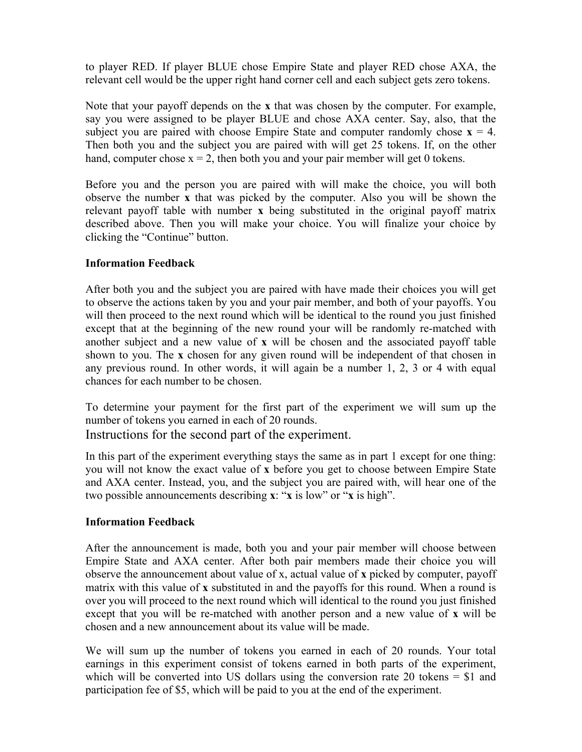to player RED. If player BLUE chose Empire State and player RED chose AXA, the relevant cell would be the upper right hand corner cell and each subject gets zero tokens.

Note that your payoff depends on the **x** that was chosen by the computer. For example, say you were assigned to be player BLUE and chose AXA center. Say, also, that the subject you are paired with choose Empire State and computer randomly chose **x** = 4. Then both you and the subject you are paired with will get 25 tokens. If, on the other hand, computer chose x = 2, then both you and your pair member will get 0 tokens.

Before you and the person you are paired with will make the choice, you will both observe the number **x** that was picked by the computer. Also you will be shown the relevant payoff table with number **x** being substituted in the original payoff matrix described above. Then you will make your choice. You will finalize your choice by clicking the "Continue" button.

**Information Feedback**

After both you and the subject you are paired with have made their choices you will get to observe the actions taken by you and your pair member, and both of your payoffs. You will then proceed to the next round which will be identical to the round you just finished except that at the beginning of the new round your will be randomly re-matched with another subject and a new value of **x** will be chosen and the associated payoff table shown to you. The **x** chosen for any given round will be independent of that chosen in any previous round. In other words, it will again be a number 1, 2, 3 or 4 with equal chances for each number to be chosen.

To determine your payment for the first part of the experiment we will sum up the number of tokens you earned in each of 20 rounds.

## Instructions for the second part of the experiment.

In this part of the experiment everything stays the same as in part 1 except for one thing: you will not know the exact value of **x** before you get to choose between Empire State and AXA center. Instead, you, and the subject you are paired with, will hear one of the two possible announcements describing **x**: "**x** is low" or "**x** is high".

**Information Feedback**

After the announcement is made, both you and your pair member will choose between Empire State and AXA center. After both pair members made their choice you will observe the announcement about value of x, actual value of **x** picked by computer, payoff matrix with this value of **x** substituted in and the payoffs for this round. When a round is over you will proceed to the next round which will identical to the round you just finished except that you will be re-matched with another person and a new value of **x** will be chosen and a new announcement about its value will be made.

We will sum up the number of tokens you earned in each of 20 rounds. Your total earnings in this experiment consist of tokens earned in both parts of the experiment, which will be converted into US dollars using the conversion rate 20 tokens = $1 and participation fee of $5, which will be paid to you at the end of the experiment.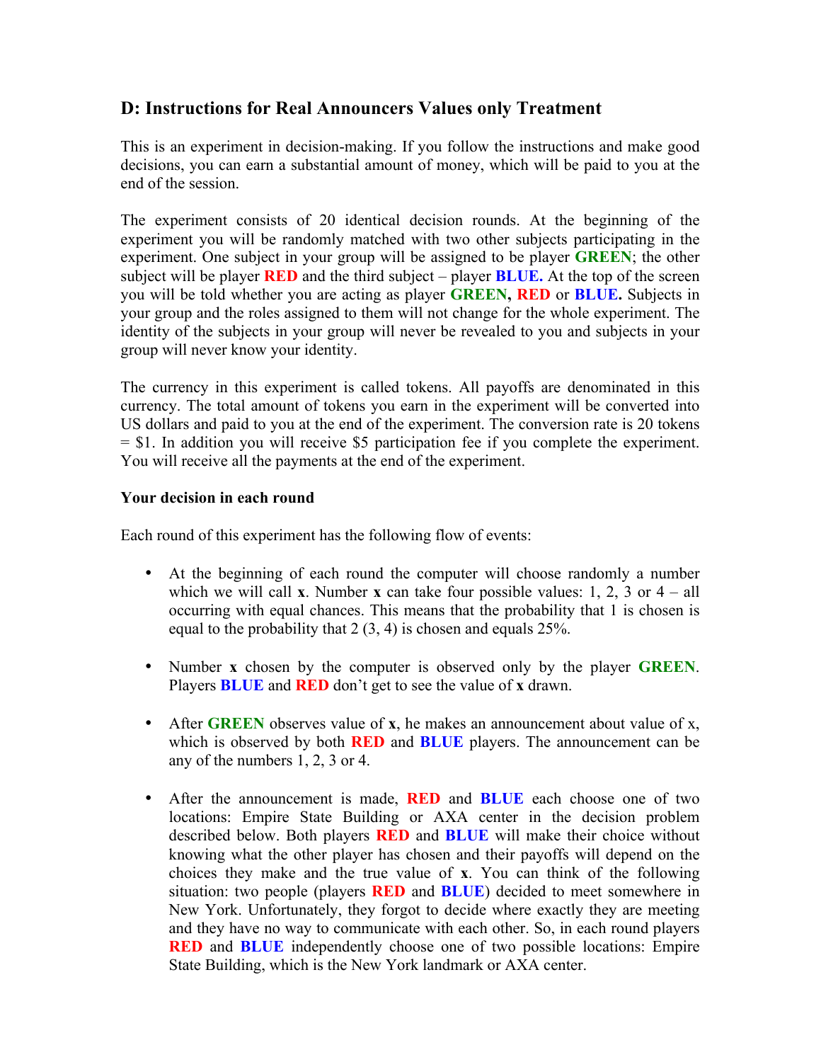## D: Instructions for Real Announcers Values only Treatment

This is an experiment in decision-making. If you follow the instructions and make good decisions, you can earn a substantial amount of money, which will be paid to you at the end of the session.

The experiment consists of 20 identical decision rounds. At the beginning of the experiment you will be randomly matched with two other subjects participating in the experiment. One subject in your group will be assigned to be player **GREEN**; the other subject will be player **RED** and the third subject – player **BLUE.** At the top of the screen you will be told whether you are acting as player **GREEN, RED** or **BLUE.** Subjects in your group and the roles assigned to them will not change for the whole experiment. The identity of the subjects in your group will never be revealed to you and subjects in your group will never know your identity.

The currency in this experiment is called tokens. All payoffs are denominated in this currency. The total amount of tokens you earn in the experiment will be converted into US dollars and paid to you at the end of the experiment. The conversion rate is 20 tokens = $1. In addition you will receive $5 participation fee if you complete the experiment. You will receive all the payments at the end of the experiment.

**Your decision in each round**

Each round of this experiment has the following flow of events:

- At the beginning of each round the computer will choose randomly a number which we will call **x**. Number **x** can take four possible values: 1, 2, 3 or 4 – all occurring with equal chances. This means that the probability that 1 is chosen is equal to the probability that 2 (3, 4) is chosen and equals 25%.

- Number **x** chosen by the computer is observed only by the player **GREEN**. Players **BLUE** and **RED** don't get to see the value of **x** drawn.

- After **GREEN** observes value of **x**, he makes an announcement about value of x, which is observed by both **RED** and **BLUE** players. The announcement can be any of the numbers 1, 2, 3 or 4.

- After the announcement is made, **RED** and **BLUE** each choose one of two locations: Empire State Building or AXA center in the decision problem described below. Both players **RED** and **BLUE** will make their choice without knowing what the other player has chosen and their payoffs will depend on the choices they make and the true value of **x**. You can think of the following situation: two people (players **RED** and **BLUE**) decided to meet somewhere in New York. Unfortunately, they forgot to decide where exactly they are meeting and they have no way to communicate with each other. So, in each round players **RED** and **BLUE** independently choose one of two possible locations: Empire State Building, which is the New York landmark or AXA center.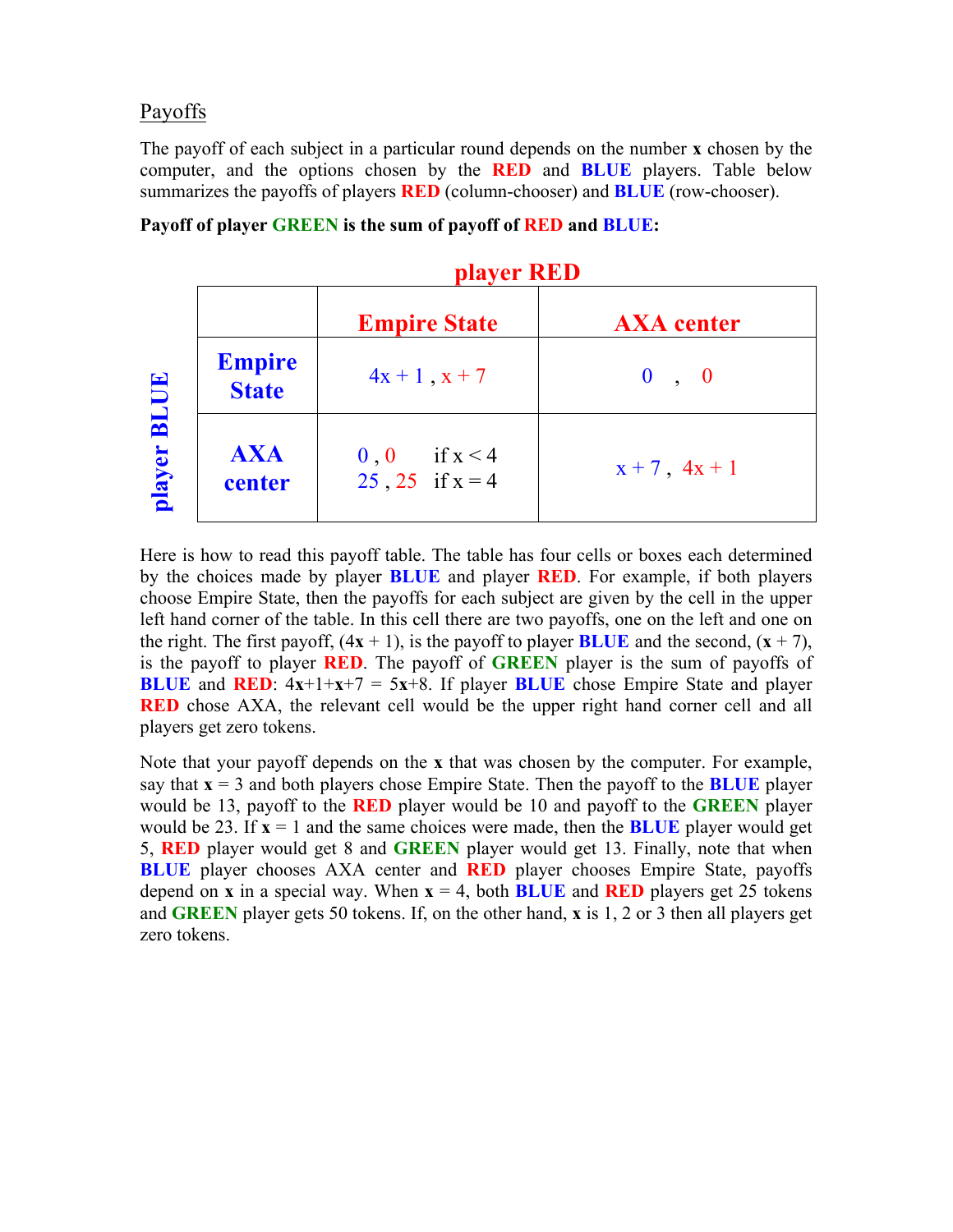## Payoffs

The payoff of each subject in a particular round depends on the number **x** chosen by the computer, and the options chosen by the **RED** and **BLUE** players. Table below summarizes the payoffs of players **RED** (column-chooser) and **BLUE** (row-chooser).

**Payoff of player GREEN is the sum of payoff of RED and BLUE:**

| | | **player RED** | |
|---|---|---|---|
| | | **Empire State** | **AXA center** |
| **player BLUE** | **Empire State** | $4x + 1$ , $x + 7$ | 0 , 0 |
| | **AXA center** | 0 , 0 if $x < 4$<br>25 , 25 if $x = 4$ | $x + 7$ , $4x + 1$ |

Here is how to read this payoff table. The table has four cells or boxes each determined by the choices made by player **BLUE** and player **RED**. For example, if both players choose Empire State, then the payoffs for each subject are given by the cell in the upper left hand corner of the table. In this cell there are two payoffs, one on the left and one on the right. The first payoff, ($4\mathbf{x} + 1$), is the payoff to player **BLUE** and the second, ($\mathbf{x} + 7$), is the payoff to player **RED**. The payoff of **GREEN** player is the sum of payoffs of **BLUE** and **RED**: $4\mathbf{x}+1+\mathbf{x}+7 = 5\mathbf{x}+8$. If player **BLUE** chose Empire State and player **RED** chose AXA, the relevant cell would be the upper right hand corner cell and all players get zero tokens.

Note that your payoff depends on the **x** that was chosen by the computer. For example, say that $\mathbf{x} = 3$ and both players chose Empire State. Then the payoff to the **BLUE** player would be 13, payoff to the **RED** player would be 10 and payoff to the **GREEN** player would be 23. If $\mathbf{x} = 1$ and the same choices were made, then the **BLUE** player would get 5, **RED** player would get 8 and **GREEN** player would get 13. Finally, note that when **BLUE** player chooses AXA center and **RED** player chooses Empire State, payoffs depend on **x** in a special way. When $\mathbf{x} = 4$, both **BLUE** and **RED** players get 25 tokens and **GREEN** player gets 50 tokens. If, on the other hand, **x** is 1, 2 or 3 then all players get zero tokens.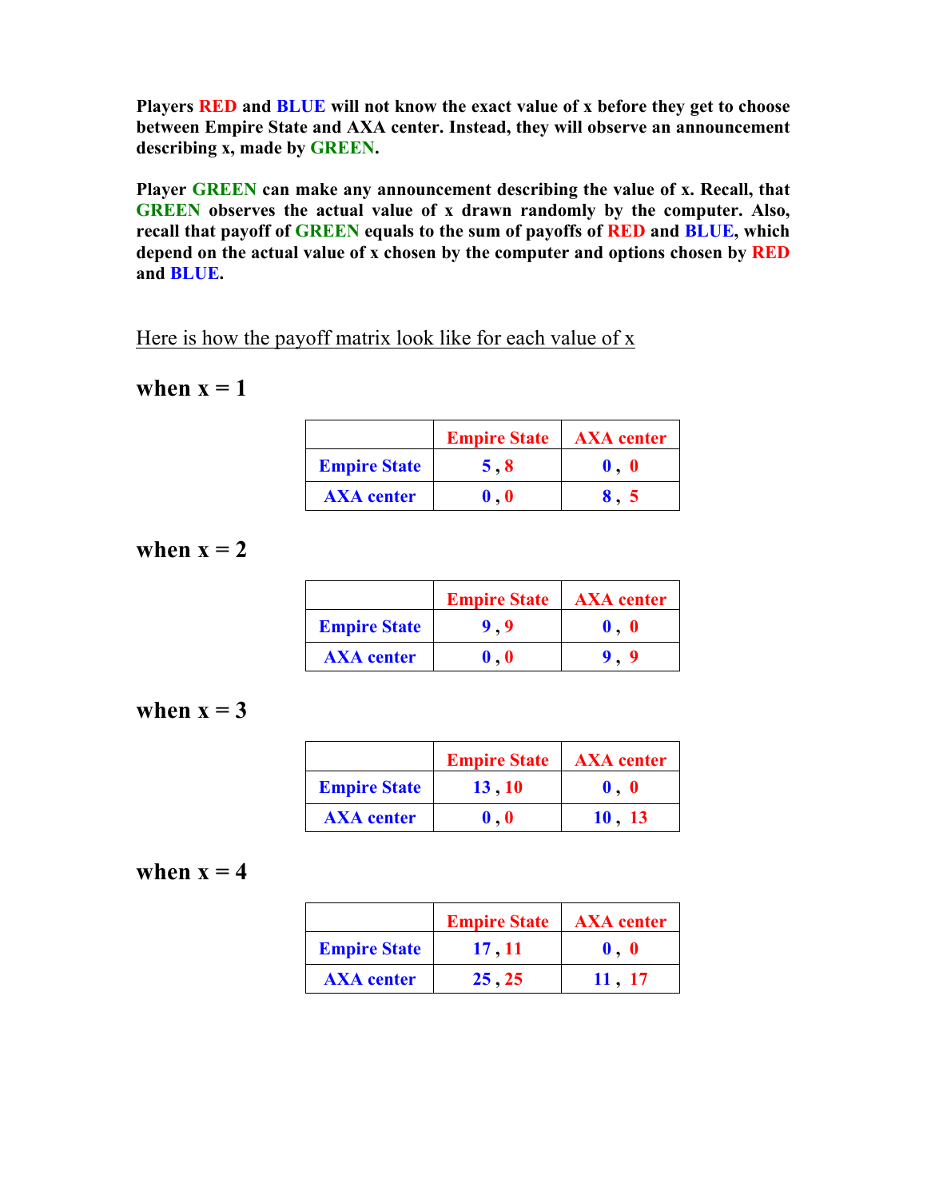**Players RED and BLUE will not know the exact value of x before they get to choose between Empire State and AXA center. Instead, they will observe an announcement describing x, made by GREEN.**

**Player GREEN can make any announcement describing the value of x. Recall, that GREEN observes the actual value of x drawn randomly by the computer. Also, recall that payoff of GREEN equals to the sum of payoffs of RED and BLUE, which depend on the actual value of x chosen by the computer and options chosen by RED and BLUE.**

Here is how the payoff matrix look like for each value of x

## when x = 1

| | Empire State | AXA center |
|---|---|---|
| Empire State | 5 , 8 | 0 , 0 |
| AXA center | 0 , 0 | 8 , 5 |

## when x = 2

| | Empire State | AXA center |
|---|---|---|
| Empire State | 9 , 9 | 0 , 0 |
| AXA center | 0 , 0 | 9 , 9 |

## when x = 3

| | Empire State | AXA center |
|---|---|---|
| Empire State | 13 , 10 | 0 , 0 |
| AXA center | 0 , 0 | 10 , 13 |

## when x = 4

| | Empire State | AXA center |
|---|---|---|
| Empire State | 17 , 11 | 0 , 0 |
| AXA center | 25 , 25 | 11 , 17 |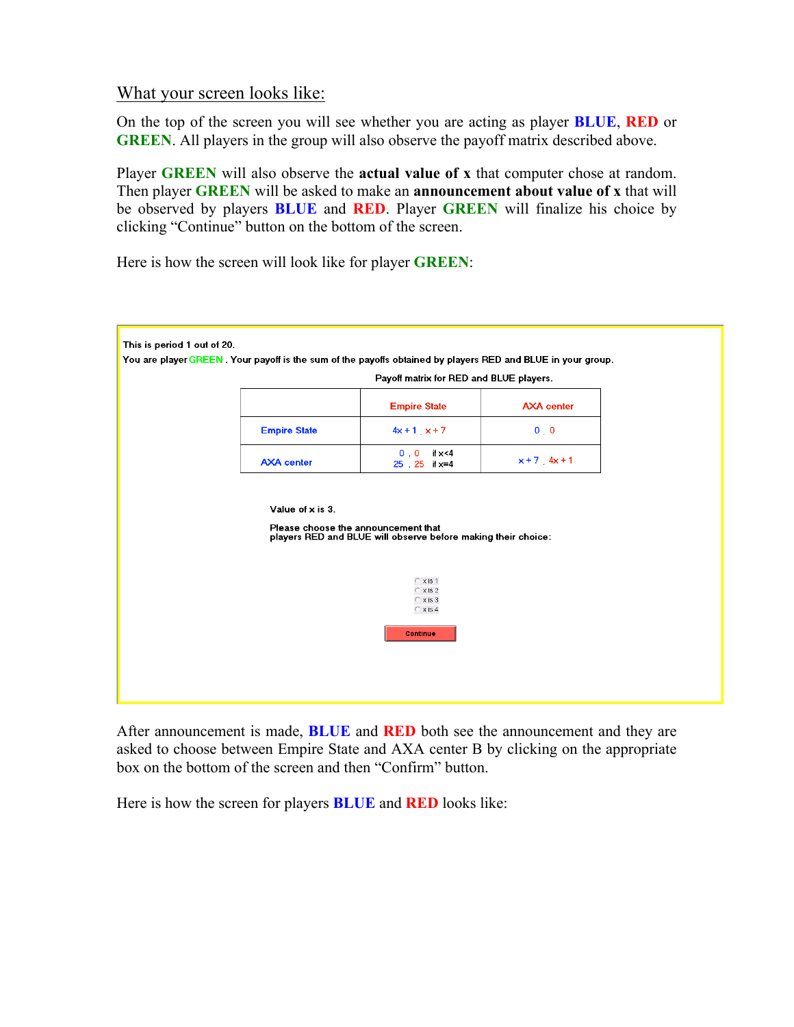What your screen looks like:

On the top of the screen you will see whether you are acting as player **BLUE**, **RED** or **GREEN**. All players in the group will also observe the payoff matrix described above.

Player **GREEN** will also observe the **actual value of x** that computer chose at random. Then player **GREEN** will be asked to make an **announcement about value of x** that will be observed by players **BLUE** and **RED**. Player **GREEN** will finalize his choice by clicking "Continue" button on the bottom of the screen.

Here is how the screen will look like for player **GREEN**:

This is period 1 out of 20.

You are player GREEN . Your payoff is the sum of the payoffs obtained by players RED and BLUE in your group.

Payoff matrix for RED and BLUE players.

| | Empire State | AXA center |
|---|---|---|
| Empire State | $4x+1$ , $x+7$ | 0 , 0 |
| AXA center | 0 , 0 if $x<4$<br>25 , 25 if $x=4$ | $x+7$ , $4x+1$ |

Value of x is 3.

Please choose the announcement that players RED and BLUE will observe before making their choice:

- x is 1
- x is 2
- x is 3
- x is 4

Continue

After announcement is made, **BLUE** and **RED** both see the announcement and they are asked to choose between Empire State and AXA center B by clicking on the appropriate box on the bottom of the screen and then "Confirm" button.

Here is how the screen for players **BLUE** and **RED** looks like: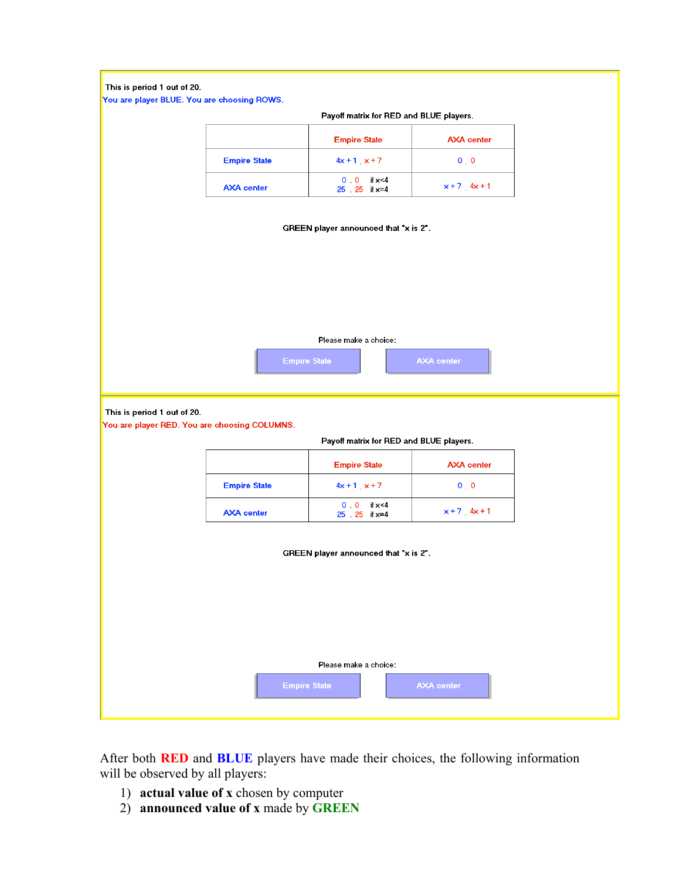This is period 1 out of 20.

You are player BLUE. You are choosing ROWS.

Payoff matrix for RED and BLUE players.

| | Empire State | AXA center |
|---|---|---|
| Empire State | $4x+1$ , $x+7$ | 0 , 0 |
| AXA center | 0 , 0 if $x<4$<br>25 , 25 if $x=4$ | $x+7$ , $4x+1$ |

GREEN player announced that "x is 2".

Please make a choice:

Empire State | AXA center

This is period 1 out of 20.

You are player RED. You are choosing COLUMNS.

Payoff matrix for RED and BLUE players.

| | Empire State | AXA center |
|---|---|---|
| Empire State | $4x+1$ , $x+7$ | 0 , 0 |
| AXA center | 0 , 0 if $x<4$<br>25 , 25 if $x=4$ | $x+7$ , $4x+1$ |

GREEN player announced that "x is 2".

Please make a choice:

Empire State | AXA center

After both **RED** and **BLUE** players have made their choices, the following information will be observed by all players:

1) **actual value of x** chosen by computer
2) **announced value of x** made by **GREEN**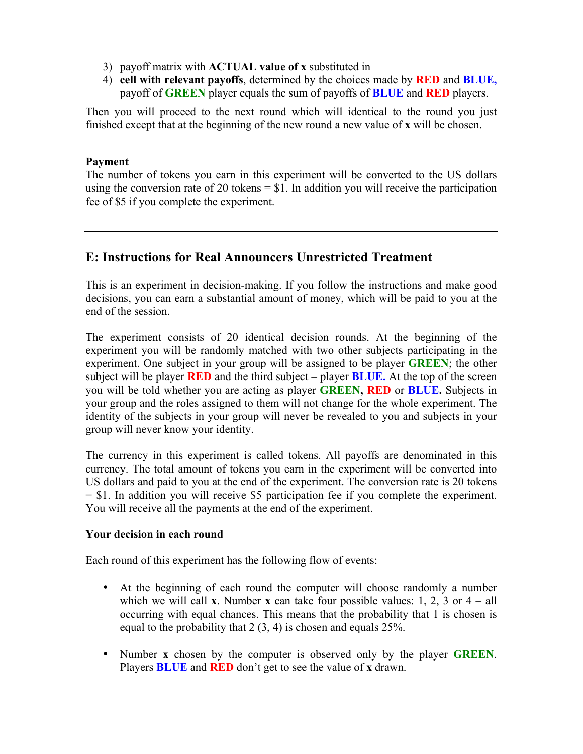3) payoff matrix with **ACTUAL value of x** substituted in
4) **cell with relevant payoffs**, determined by the choices made by **RED** and **BLUE,** payoff of **GREEN** player equals the sum of payoffs of **BLUE** and **RED** players.

Then you will proceed to the next round which will identical to the round you just finished except that at the beginning of the new round a new value of **x** will be chosen.

**Payment**

The number of tokens you earn in this experiment will be converted to the US dollars using the conversion rate of 20 tokens = $1. In addition you will receive the participation fee of $5 if you complete the experiment.

---

## E: Instructions for Real Announcers Unrestricted Treatment

This is an experiment in decision-making. If you follow the instructions and make good decisions, you can earn a substantial amount of money, which will be paid to you at the end of the session.

The experiment consists of 20 identical decision rounds. At the beginning of the experiment you will be randomly matched with two other subjects participating in the experiment. One subject in your group will be assigned to be player **GREEN**; the other subject will be player **RED** and the third subject – player **BLUE.** At the top of the screen you will be told whether you are acting as player **GREEN, RED** or **BLUE.** Subjects in your group and the roles assigned to them will not change for the whole experiment. The identity of the subjects in your group will never be revealed to you and subjects in your group will never know your identity.

The currency in this experiment is called tokens. All payoffs are denominated in this currency. The total amount of tokens you earn in the experiment will be converted into US dollars and paid to you at the end of the experiment. The conversion rate is 20 tokens = $1. In addition you will receive $5 participation fee if you complete the experiment. You will receive all the payments at the end of the experiment.

**Your decision in each round**

Each round of this experiment has the following flow of events:

- At the beginning of each round the computer will choose randomly a number which we will call **x**. Number **x** can take four possible values: 1, 2, 3 or 4 – all occurring with equal chances. This means that the probability that 1 is chosen is equal to the probability that 2 (3, 4) is chosen and equals 25%.

- Number **x** chosen by the computer is observed only by the player **GREEN**. Players **BLUE** and **RED** don't get to see the value of **x** drawn.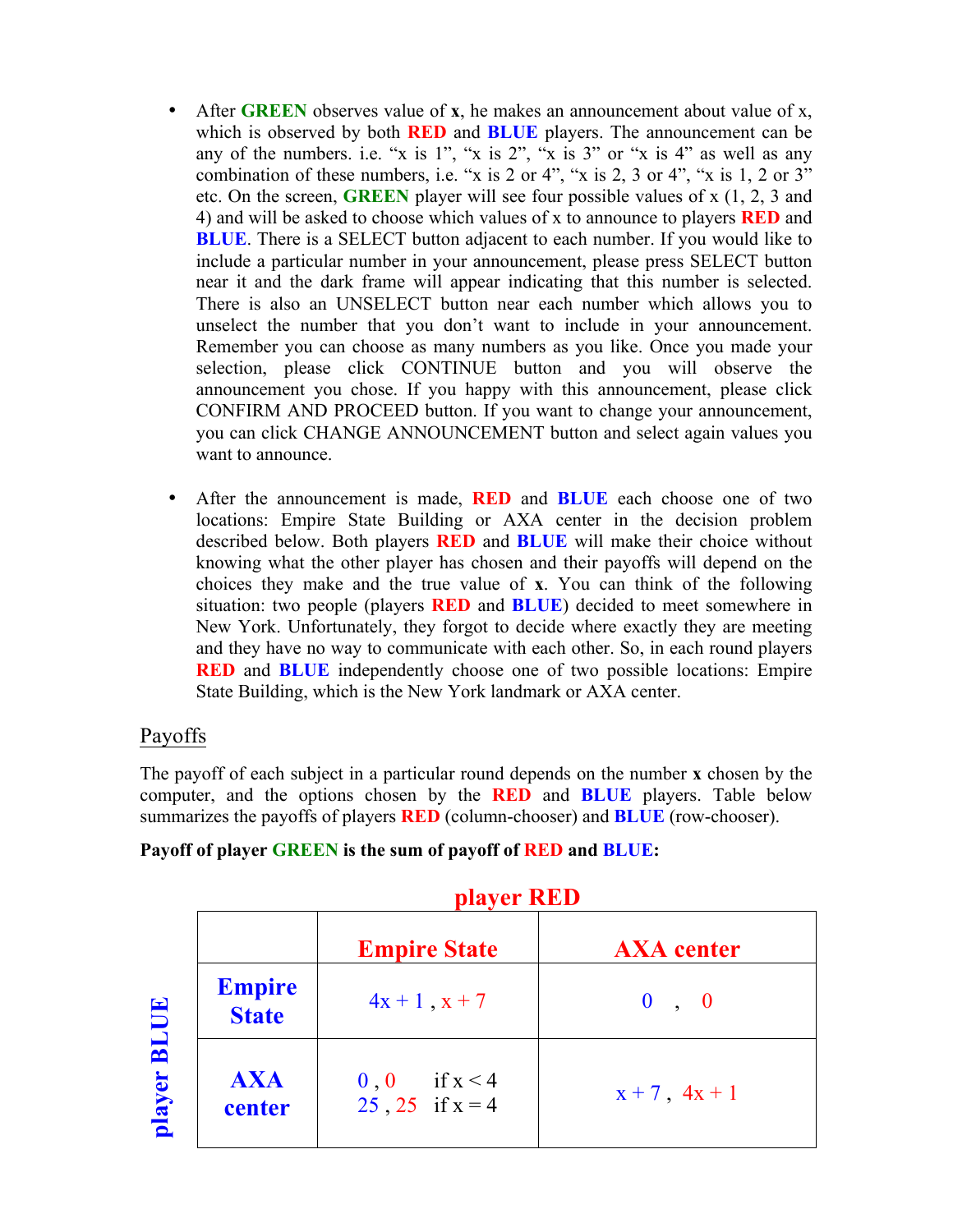- After **GREEN** observes value of **x**, he makes an announcement about value of x, which is observed by both **RED** and **BLUE** players. The announcement can be any of the numbers. i.e. "x is 1", "x is 2", "x is 3" or "x is 4" as well as any combination of these numbers, i.e. "x is 2 or 4", "x is 2, 3 or 4", "x is 1, 2 or 3" etc. On the screen, **GREEN** player will see four possible values of x (1, 2, 3 and 4) and will be asked to choose which values of x to announce to players **RED** and **BLUE**. There is a SELECT button adjacent to each number. If you would like to include a particular number in your announcement, please press SELECT button near it and the dark frame will appear indicating that this number is selected. There is also an UNSELECT button near each number which allows you to unselect the number that you don't want to include in your announcement. Remember you can choose as many numbers as you like. Once you made your selection, please click CONTINUE button and you will observe the announcement you chose. If you happy with this announcement, please click CONFIRM AND PROCEED button. If you want to change your announcement, you can click CHANGE ANNOUNCEMENT button and select again values you want to announce.

- After the announcement is made, **RED** and **BLUE** each choose one of two locations: Empire State Building or AXA center in the decision problem described below. Both players **RED** and **BLUE** will make their choice without knowing what the other player has chosen and their payoffs will depend on the choices they make and the true value of **x**. You can think of the following situation: two people (players **RED** and **BLUE**) decided to meet somewhere in New York. Unfortunately, they forgot to decide where exactly they are meeting and they have no way to communicate with each other. So, in each round players **RED** and **BLUE** independently choose one of two possible locations: Empire State Building, which is the New York landmark or AXA center.

## Payoffs

The payoff of each subject in a particular round depends on the number **x** chosen by the computer, and the options chosen by the **RED** and **BLUE** players. Table below summarizes the payoffs of players **RED** (column-chooser) and **BLUE** (row-chooser).

**Payoff of player GREEN is the sum of payoff of RED and BLUE:**

| player BLUE \ player RED | Empire State | AXA center |
|---|---|---|
| **Empire State** | $4x + 1$ , $x + 7$ | 0 , 0 |
| **AXA center** | 0 , 0 if $x < 4$<br>25 , 25 if $x = 4$ | $x + 7$ , $4x + 1$ |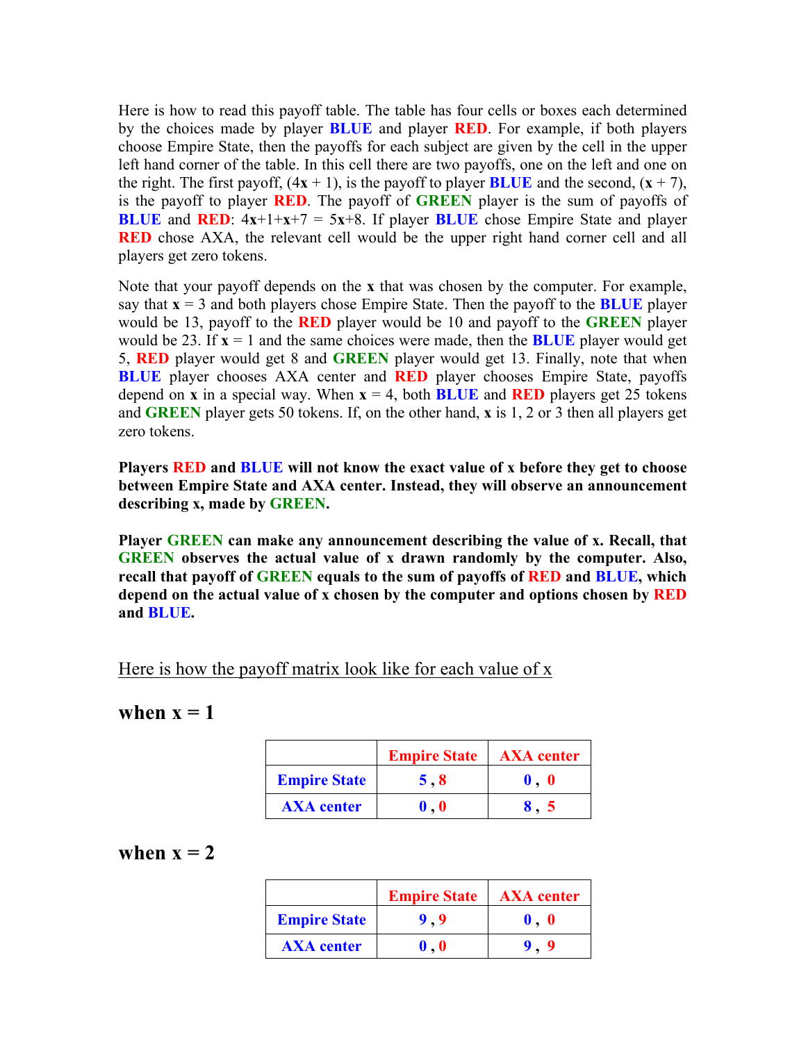Here is how to read this payoff table. The table has four cells or boxes each determined by the choices made by player **BLUE** and player **RED**. For example, if both players choose Empire State, then the payoffs for each subject are given by the cell in the upper left hand corner of the table. In this cell there are two payoffs, one on the left and one on the right. The first payoff, ($4\mathbf{x} + 1$), is the payoff to player **BLUE** and the second, ($\mathbf{x} + 7$), is the payoff to player **RED**. The payoff of **GREEN** player is the sum of payoffs of **BLUE** and **RED**: $4\mathbf{x}+1+\mathbf{x}+7 = 5\mathbf{x}+8$. If player **BLUE** chose Empire State and player **RED** chose AXA, the relevant cell would be the upper right hand corner cell and all players get zero tokens.

Note that your payoff depends on the **x** that was chosen by the computer. For example, say that $\mathbf{x} = 3$ and both players chose Empire State. Then the payoff to the **BLUE** player would be 13, payoff to the **RED** player would be 10 and payoff to the **GREEN** player would be 23. If $\mathbf{x} = 1$ and the same choices were made, then the **BLUE** player would get 5, **RED** player would get 8 and **GREEN** player would get 13. Finally, note that when **BLUE** player chooses AXA center and **RED** player chooses Empire State, payoffs depend on **x** in a special way. When $\mathbf{x} = 4$, both **BLUE** and **RED** players get 25 tokens and **GREEN** player gets 50 tokens. If, on the other hand, **x** is 1, 2 or 3 then all players get zero tokens.

**Players RED and BLUE will not know the exact value of x before they get to choose between Empire State and AXA center. Instead, they will observe an announcement describing x, made by GREEN.**

**Player GREEN can make any announcement describing the value of x. Recall, that GREEN observes the actual value of x drawn randomly by the computer. Also, recall that payoff of GREEN equals to the sum of payoffs of RED and BLUE, which depend on the actual value of x chosen by the computer and options chosen by RED and BLUE.**

<u>Here is how the payoff matrix look like for each value of x</u>

## when x = 1

| | **Empire State** | **AXA center** |
|---|---|---|
| **Empire State** | **5 , 8** | **0 , 0** |
| **AXA center** | **0 , 0** | **8 , 5** |

## when x = 2

| | **Empire State** | **AXA center** |
|---|---|---|
| **Empire State** | **9 , 9** | **0 , 0** |
| **AXA center** | **0 , 0** | **9 , 9** |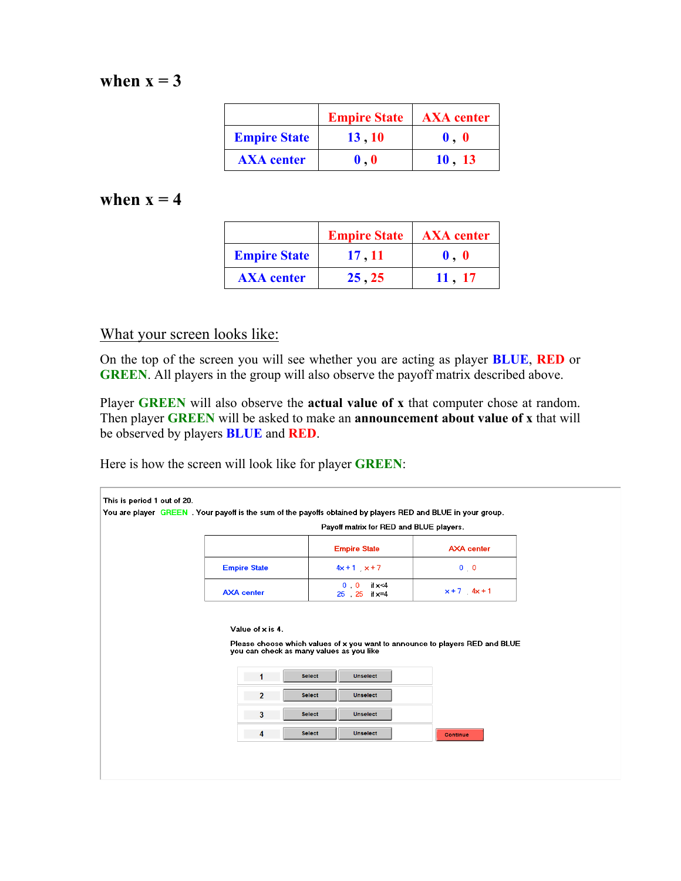## when $x = 3$

| | Empire State | AXA center |
|---|---|---|
| Empire State | 13 , 10 | 0 , 0 |
| AXA center | 0 , 0 | 10 , 13 |

## when $x = 4$

| | Empire State | AXA center |
|---|---|---|
| Empire State | 17 , 11 | 0 , 0 |
| AXA center | 25 , 25 | 11 , 17 |

## What your screen looks like:

On the top of the screen you will see whether you are acting as player **BLUE**, **RED** or **GREEN**. All players in the group will also observe the payoff matrix described above.

Player **GREEN** will also observe the **actual value of x** that computer chose at random. Then player **GREEN** will be asked to make an **announcement about value of x** that will be observed by players **BLUE** and **RED**.

Here is how the screen will look like for player **GREEN**:

This is period 1 out of 20.

You are player GREEN . Your payoff is the sum of the payoffs obtained by players RED and BLUE in your group.

Payoff matrix for RED and BLUE players.

| | Empire State | AXA center |
|---|---|---|
| Empire State | $4x+1$ , $x+7$ | 0 , 0 |
| AXA center | 0 , 0 if $x<4$; 25 , 25 if $x=4$ | $x+7$ , $4x+1$ |

Value of x is 4.

Please choose which values of x you want to announce to players RED and BLUE you can check as many values as you like

| | | |
|---|---|---|
| 1 | Select | Unselect |
| 2 | Select | Unselect |
| 3 | Select | Unselect |
| 4 | Select | Unselect |

Continue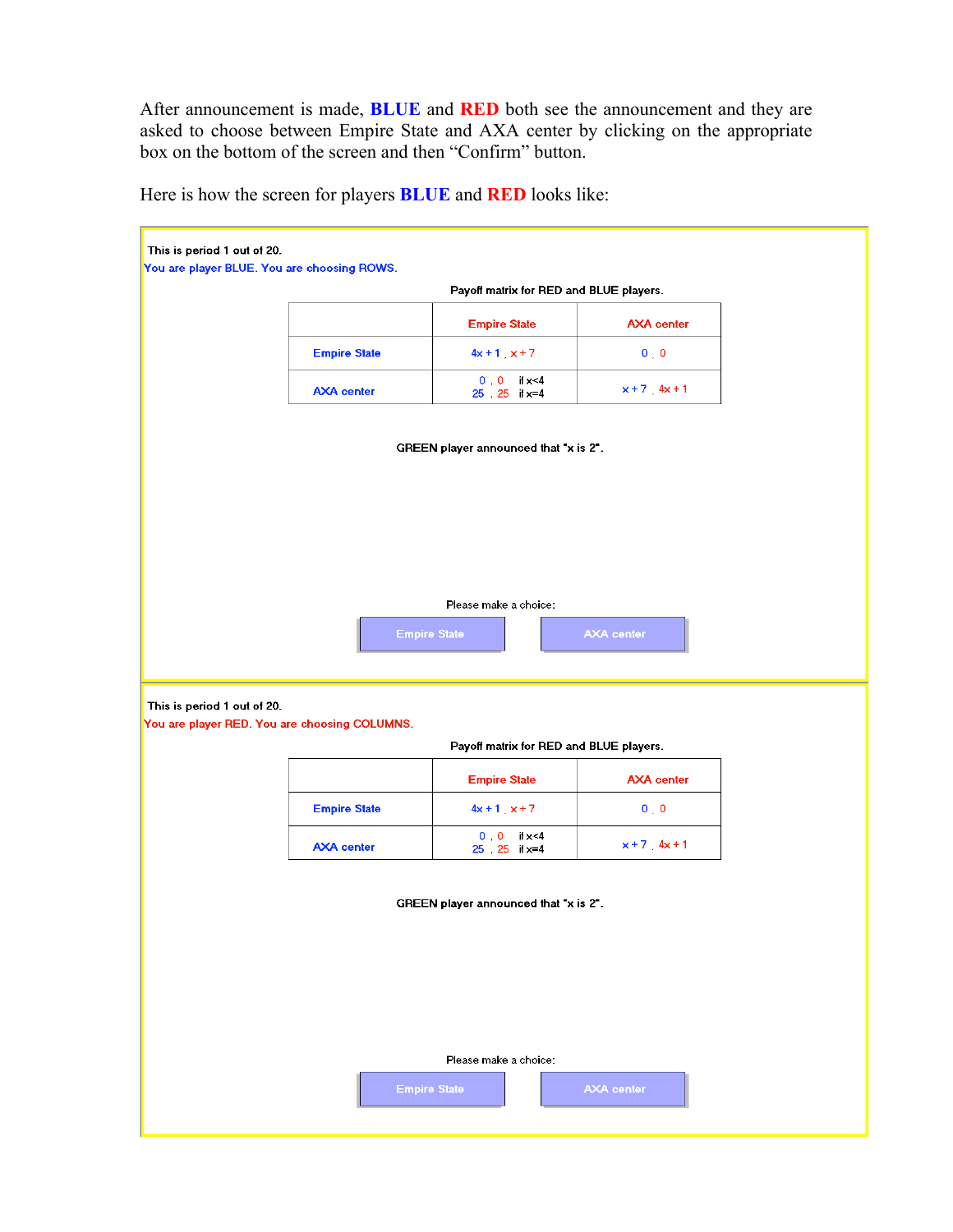After announcement is made, **BLUE** and **RED** both see the announcement and they are asked to choose between Empire State and AXA center by clicking on the appropriate box on the bottom of the screen and then "Confirm" button.

Here is how the screen for players **BLUE** and **RED** looks like:

This is period 1 out of 20.

You are player BLUE. You are choosing ROWS.

Payoff matrix for RED and BLUE players.

| | Empire State | AXA center |
|---|---|---|
| Empire State | $4x+1$ , $x+7$ | 0 , 0 |
| AXA center | 0 , 0 if $x<4$<br>25 , 25 if $x=4$ | $x+7$ , $4x+1$ |

GREEN player announced that "x is 2".

Please make a choice:

Empire State | AXA center

This is period 1 out of 20.

You are player RED. You are choosing COLUMNS.

Payoff matrix for RED and BLUE players.

| | Empire State | AXA center |
|---|---|---|
| Empire State | $4x+1$ , $x+7$ | 0 , 0 |
| AXA center | 0 , 0 if $x<4$<br>25 , 25 if $x=4$ | $x+7$ , $4x+1$ |

GREEN player announced that "x is 2".

Please make a choice:

Empire State | AXA center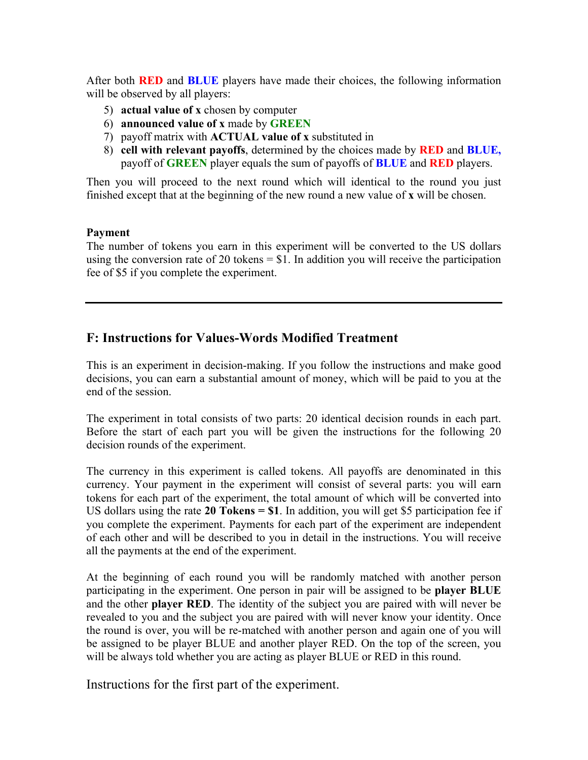After both **RED** and **BLUE** players have made their choices, the following information will be observed by all players:

5) **actual value of x** chosen by computer
6) **announced value of x** made by **GREEN**
7) payoff matrix with **ACTUAL value of x** substituted in
8) **cell with relevant payoffs**, determined by the choices made by **RED** and **BLUE,** payoff of **GREEN** player equals the sum of payoffs of **BLUE** and **RED** players.

Then you will proceed to the next round which will identical to the round you just finished except that at the beginning of the new round a new value of **x** will be chosen.

**Payment**

The number of tokens you earn in this experiment will be converted to the US dollars using the conversion rate of 20 tokens = $1. In addition you will receive the participation fee of $5 if you complete the experiment.

---

## F: Instructions for Values-Words Modified Treatment

This is an experiment in decision-making. If you follow the instructions and make good decisions, you can earn a substantial amount of money, which will be paid to you at the end of the session.

The experiment in total consists of two parts: 20 identical decision rounds in each part. Before the start of each part you will be given the instructions for the following 20 decision rounds of the experiment.

The currency in this experiment is called tokens. All payoffs are denominated in this currency. Your payment in the experiment will consist of several parts: you will earn tokens for each part of the experiment, the total amount of which will be converted into US dollars using the rate **20 Tokens = $1**. In addition, you will get $5 participation fee if you complete the experiment. Payments for each part of the experiment are independent of each other and will be described to you in detail in the instructions. You will receive all the payments at the end of the experiment.

At the beginning of each round you will be randomly matched with another person participating in the experiment. One person in pair will be assigned to be **player BLUE** and the other **player RED**. The identity of the subject you are paired with will never be revealed to you and the subject you are paired with will never know your identity. Once the round is over, you will be re-matched with another person and again one of you will be assigned to be player BLUE and another player RED. On the top of the screen, you will be always told whether you are acting as player BLUE or RED in this round.

Instructions for the first part of the experiment.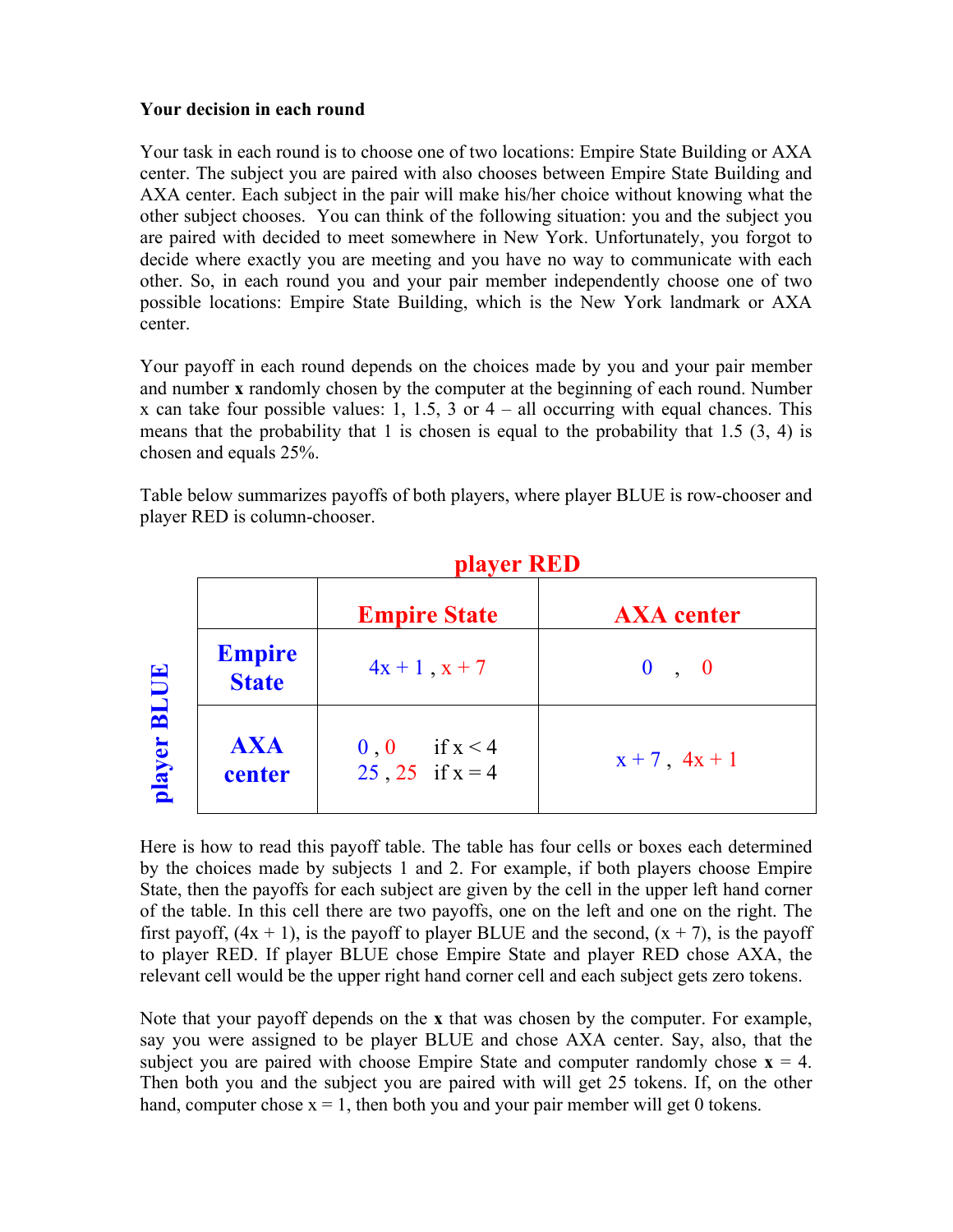**Your decision in each round**

Your task in each round is to choose one of two locations: Empire State Building or AXA center. The subject you are paired with also chooses between Empire State Building and AXA center. Each subject in the pair will make his/her choice without knowing what the other subject chooses. You can think of the following situation: you and the subject you are paired with decided to meet somewhere in New York. Unfortunately, you forgot to decide where exactly you are meeting and you have no way to communicate with each other. So, in each round you and your pair member independently choose one of two possible locations: Empire State Building, which is the New York landmark or AXA center.

Your payoff in each round depends on the choices made by you and your pair member and number **x** randomly chosen by the computer at the beginning of each round. Number x can take four possible values: 1, 1.5, 3 or 4 – all occurring with equal chances. This means that the probability that 1 is chosen is equal to the probability that 1.5 (3, 4) is chosen and equals 25%.

Table below summarizes payoffs of both players, where player BLUE is row-chooser and player RED is column-chooser.

| player BLUE | | player RED | |
|---|---|---|---|
| | | **Empire State** | **AXA center** |
| | **Empire State** | $4x + 1$ , $x + 7$ | 0 , 0 |
| | **AXA center** | 0 , 0 if $x < 4$<br>25 , 25 if $x = 4$ | $x + 7$ , $4x + 1$ |

Here is how to read this payoff table. The table has four cells or boxes each determined by the choices made by subjects 1 and 2. For example, if both players choose Empire State, then the payoffs for each subject are given by the cell in the upper left hand corner of the table. In this cell there are two payoffs, one on the left and one on the right. The first payoff, $(4x + 1)$, is the payoff to player BLUE and the second, $(x + 7)$, is the payoff to player RED. If player BLUE chose Empire State and player RED chose AXA, the relevant cell would be the upper right hand corner cell and each subject gets zero tokens.

Note that your payoff depends on the **x** that was chosen by the computer. For example, say you were assigned to be player BLUE and chose AXA center. Say, also, that the subject you are paired with choose Empire State and computer randomly chose **x** = 4. Then both you and the subject you are paired with will get 25 tokens. If, on the other hand, computer chose x = 1, then both you and your pair member will get 0 tokens.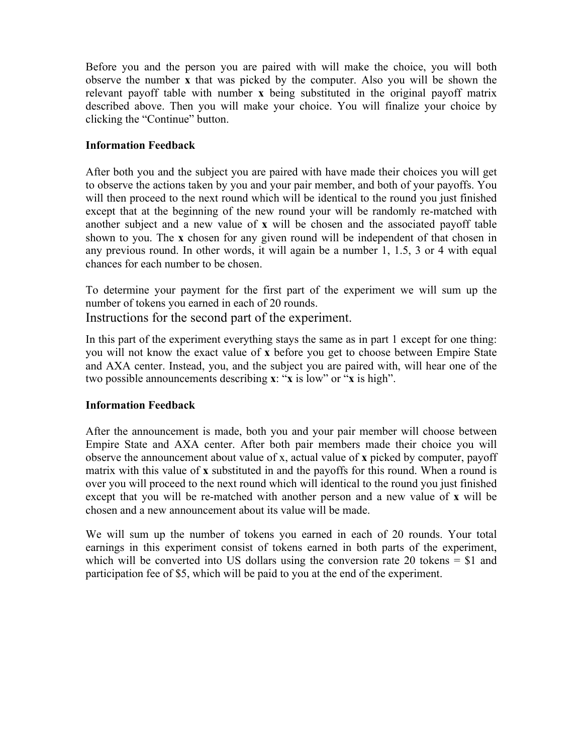Before you and the person you are paired with will make the choice, you will both observe the number **x** that was picked by the computer. Also you will be shown the relevant payoff table with number **x** being substituted in the original payoff matrix described above. Then you will make your choice. You will finalize your choice by clicking the "Continue" button.

**Information Feedback**

After both you and the subject you are paired with have made their choices you will get to observe the actions taken by you and your pair member, and both of your payoffs. You will then proceed to the next round which will be identical to the round you just finished except that at the beginning of the new round your will be randomly re-matched with another subject and a new value of **x** will be chosen and the associated payoff table shown to you. The **x** chosen for any given round will be independent of that chosen in any previous round. In other words, it will again be a number 1, 1.5, 3 or 4 with equal chances for each number to be chosen.

To determine your payment for the first part of the experiment we will sum up the number of tokens you earned in each of 20 rounds.

## Instructions for the second part of the experiment.

In this part of the experiment everything stays the same as in part 1 except for one thing: you will not know the exact value of **x** before you get to choose between Empire State and AXA center. Instead, you, and the subject you are paired with, will hear one of the two possible announcements describing **x**: "**x** is low" or "**x** is high".

**Information Feedback**

After the announcement is made, both you and your pair member will choose between Empire State and AXA center. After both pair members made their choice you will observe the announcement about value of x, actual value of **x** picked by computer, payoff matrix with this value of **x** substituted in and the payoffs for this round. When a round is over you will proceed to the next round which will identical to the round you just finished except that you will be re-matched with another person and a new value of **x** will be chosen and a new announcement about its value will be made.

We will sum up the number of tokens you earned in each of 20 rounds. Your total earnings in this experiment consist of tokens earned in both parts of the experiment, which will be converted into US dollars using the conversion rate 20 tokens = $1 and participation fee of $5, which will be paid to you at the end of the experiment.